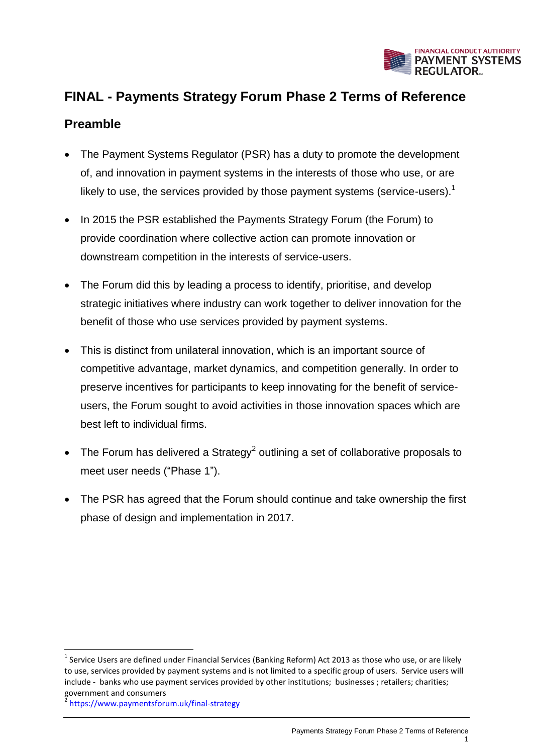# FINAL - Payments Strategy Forum Phase 2 Terms of Reference

## Preamble

- The Payment Systems Regulator (PSR) has a duty to promote the development of, and innovation in payment systems in the interests of those who use, or are likely to use, the services provided by those payment systems (service-users).[1]
- In 2015 the PSR established the Payments Strategy Forum (the Forum) to provide coordination where collective action can promote innovation or downstream competition in the interests of service-users.
- The Forum did this by leading a process to identify, prioritise, and develop strategic initiatives where industry can work together to deliver innovation for the benefit of those who use services provided by payment systems.
- This is distinct from unilateral innovation, which is an important source of competitive advantage, market dynamics, and competition generally. In order to preserve incentives for participants to keep innovating for the benefit of service-users, the Forum sought to avoid activities in those innovation spaces which are best left to individual firms.
- The Forum has delivered a Strategy[2] outlining a set of collaborative proposals to meet user needs ("Phase 1").
- The PSR has agreed that the Forum should continue and take ownership the first phase of design and implementation in 2017.

---

[1] Service Users are defined under Financial Services (Banking Reform) Act 2013 as those who use, or are likely to use, services provided by payment systems and is not limited to a specific group of users. Service users will include - banks who use payment services provided by other institutions; businesses ; retailers; charities; government and consumers

[2] https://www.paymentsforum.uk/final-strategy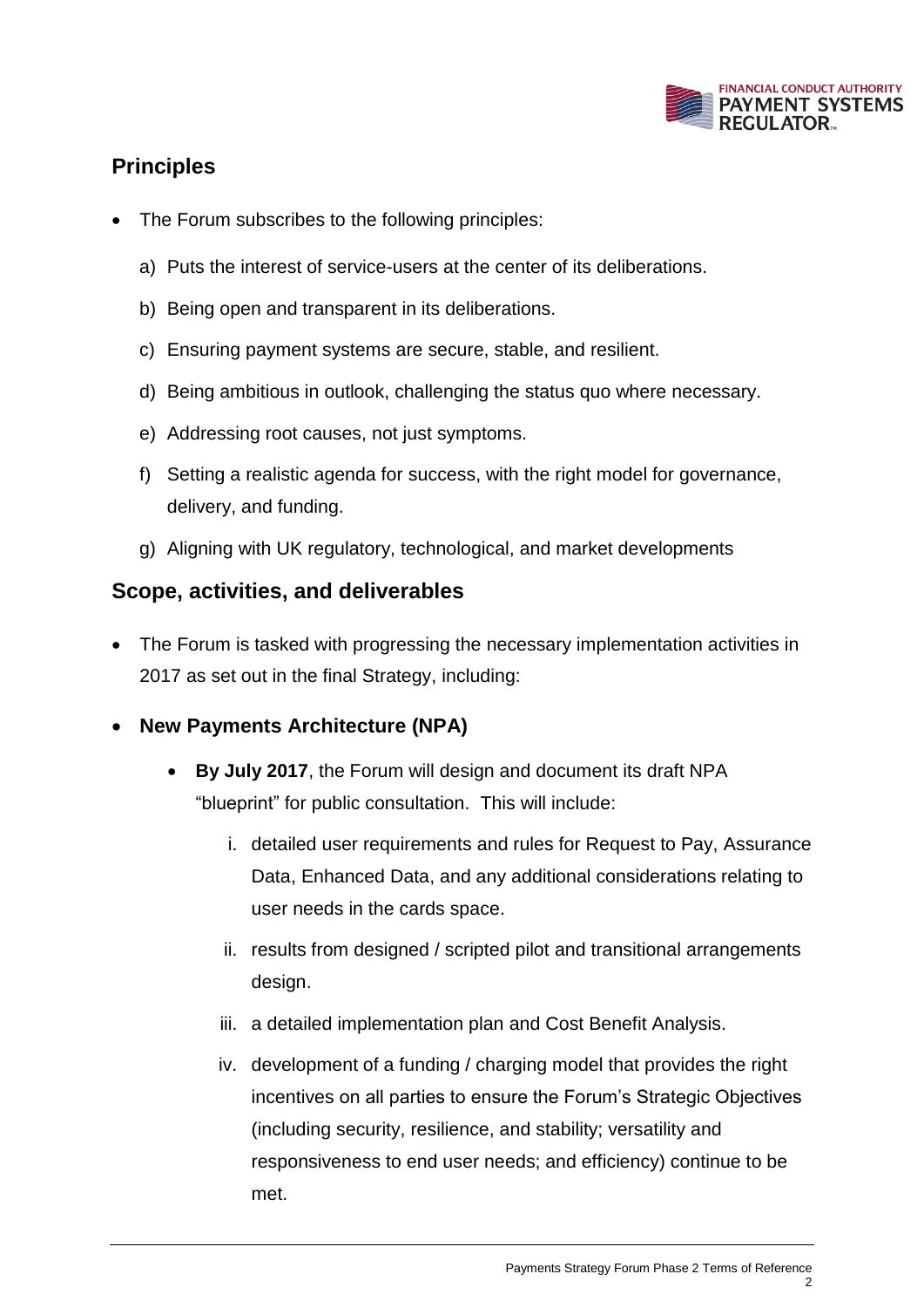## Principles

- The Forum subscribes to the following principles:

  a) Puts the interest of service-users at the center of its deliberations.

  b) Being open and transparent in its deliberations.

  c) Ensuring payment systems are secure, stable, and resilient.

  d) Being ambitious in outlook, challenging the status quo where necessary.

  e) Addressing root causes, not just symptoms.

  f) Setting a realistic agenda for success, with the right model for governance, delivery, and funding.

  g) Aligning with UK regulatory, technological, and market developments

## Scope, activities, and deliverables

- The Forum is tasked with progressing the necessary implementation activities in 2017 as set out in the final Strategy, including:

- **New Payments Architecture (NPA)**

  - **By July 2017**, the Forum will design and document its draft NPA "blueprint" for public consultation. This will include:

    i. detailed user requirements and rules for Request to Pay, Assurance Data, Enhanced Data, and any additional considerations relating to user needs in the cards space.

    ii. results from designed / scripted pilot and transitional arrangements design.

    iii. a detailed implementation plan and Cost Benefit Analysis.

    iv. development of a funding / charging model that provides the right incentives on all parties to ensure the Forum's Strategic Objectives (including security, resilience, and stability; versatility and responsiveness to end user needs; and efficiency) continue to be met.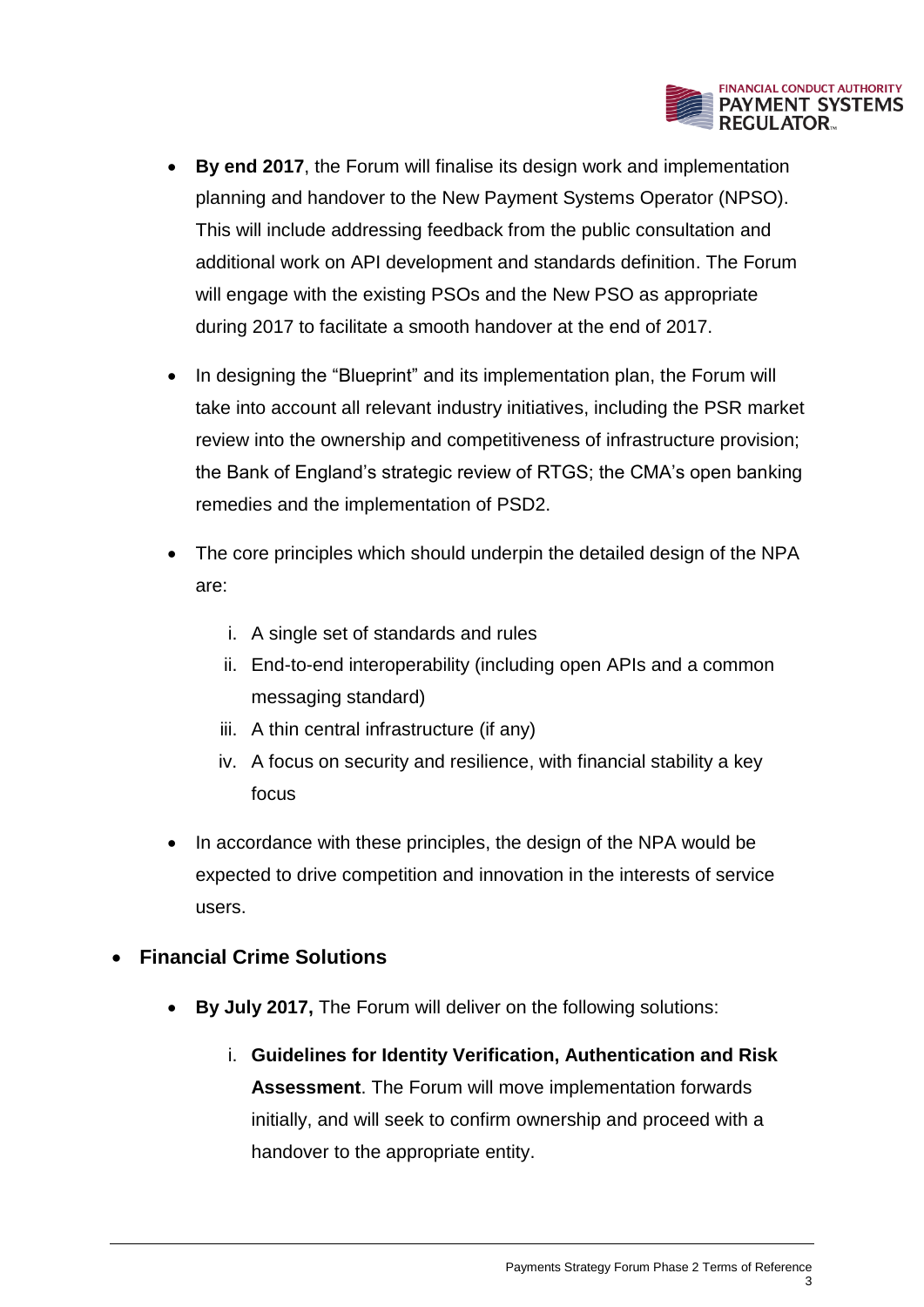- **By end 2017**, the Forum will finalise its design work and implementation planning and handover to the New Payment Systems Operator (NPSO). This will include addressing feedback from the public consultation and additional work on API development and standards definition. The Forum will engage with the existing PSOs and the New PSO as appropriate during 2017 to facilitate a smooth handover at the end of 2017.
- In designing the "Blueprint" and its implementation plan, the Forum will take into account all relevant industry initiatives, including the PSR market review into the ownership and competitiveness of infrastructure provision; the Bank of England's strategic review of RTGS; the CMA's open banking remedies and the implementation of PSD2.
- The core principles which should underpin the detailed design of the NPA are:
    i. A single set of standards and rules
    ii. End-to-end interoperability (including open APIs and a common messaging standard)
    iii. A thin central infrastructure (if any)
    iv. A focus on security and resilience, with financial stability a key focus
- In accordance with these principles, the design of the NPA would be expected to drive competition and innovation in the interests of service users.

- **Financial Crime Solutions**
    - **By July 2017,** The Forum will deliver on the following solutions:
        i. **Guidelines for Identity Verification, Authentication and Risk Assessment**. The Forum will move implementation forwards initially, and will seek to confirm ownership and proceed with a handover to the appropriate entity.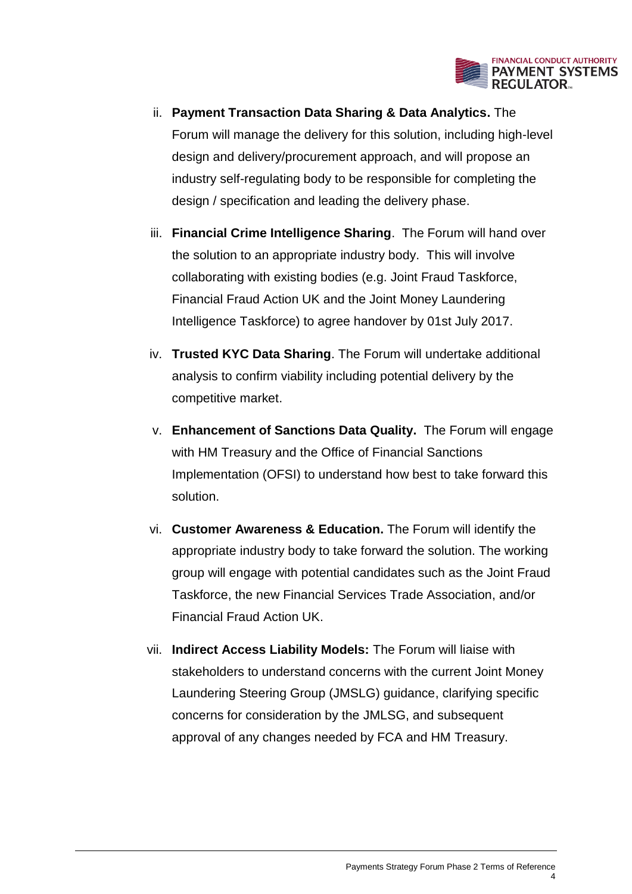ii. **Payment Transaction Data Sharing & Data Analytics.** The Forum will manage the delivery for this solution, including high-level design and delivery/procurement approach, and will propose an industry self-regulating body to be responsible for completing the design / specification and leading the delivery phase.

iii. **Financial Crime Intelligence Sharing**. The Forum will hand over the solution to an appropriate industry body. This will involve collaborating with existing bodies (e.g. Joint Fraud Taskforce, Financial Fraud Action UK and the Joint Money Laundering Intelligence Taskforce) to agree handover by 01st July 2017.

iv. **Trusted KYC Data Sharing**. The Forum will undertake additional analysis to confirm viability including potential delivery by the competitive market.

v. **Enhancement of Sanctions Data Quality.** The Forum will engage with HM Treasury and the Office of Financial Sanctions Implementation (OFSI) to understand how best to take forward this solution.

vi. **Customer Awareness & Education.** The Forum will identify the appropriate industry body to take forward the solution. The working group will engage with potential candidates such as the Joint Fraud Taskforce, the new Financial Services Trade Association, and/or Financial Fraud Action UK.

vii. **Indirect Access Liability Models:** The Forum will liaise with stakeholders to understand concerns with the current Joint Money Laundering Steering Group (JMSLG) guidance, clarifying specific concerns for consideration by the JMLSG, and subsequent approval of any changes needed by FCA and HM Treasury.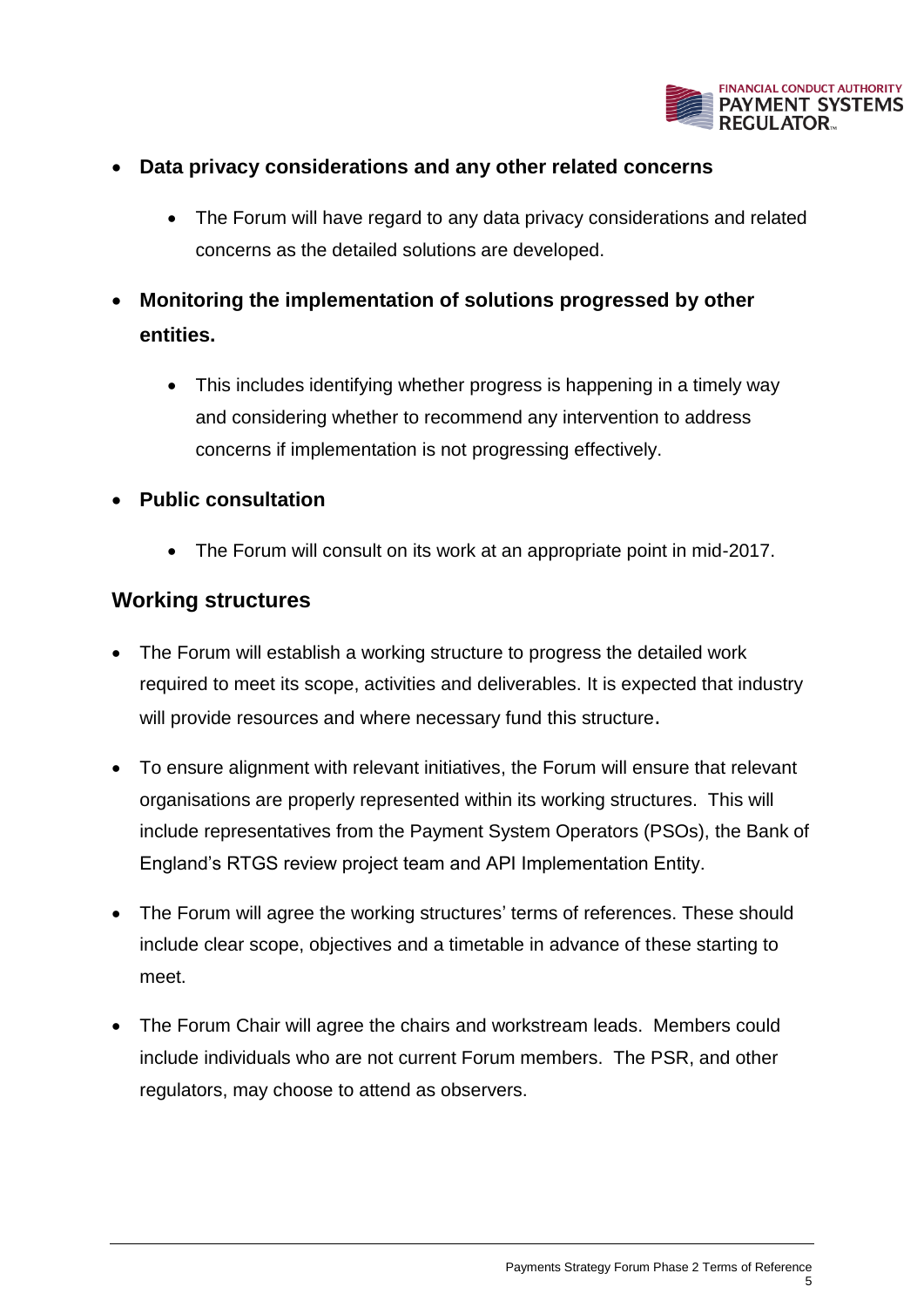- **Data privacy considerations and any other related concerns**
  - The Forum will have regard to any data privacy considerations and related concerns as the detailed solutions are developed.
- **Monitoring the implementation of solutions progressed by other entities.**
  - This includes identifying whether progress is happening in a timely way and considering whether to recommend any intervention to address concerns if implementation is not progressing effectively.
- **Public consultation**
  - The Forum will consult on its work at an appropriate point in mid-2017.

## Working structures

- The Forum will establish a working structure to progress the detailed work required to meet its scope, activities and deliverables. It is expected that industry will provide resources and where necessary fund this structure.
- To ensure alignment with relevant initiatives, the Forum will ensure that relevant organisations are properly represented within its working structures. This will include representatives from the Payment System Operators (PSOs), the Bank of England's RTGS review project team and API Implementation Entity.
- The Forum will agree the working structures' terms of references. These should include clear scope, objectives and a timetable in advance of these starting to meet.
- The Forum Chair will agree the chairs and workstream leads. Members could include individuals who are not current Forum members. The PSR, and other regulators, may choose to attend as observers.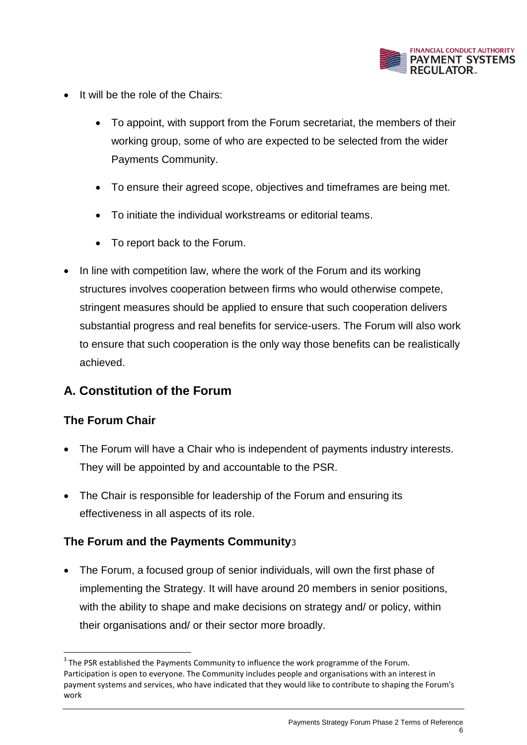- It will be the role of the Chairs:
  - To appoint, with support from the Forum secretariat, the members of their working group, some of who are expected to be selected from the wider Payments Community.
  - To ensure their agreed scope, objectives and timeframes are being met.
  - To initiate the individual workstreams or editorial teams.
  - To report back to the Forum.
- In line with competition law, where the work of the Forum and its working structures involves cooperation between firms who would otherwise compete, stringent measures should be applied to ensure that such cooperation delivers substantial progress and real benefits for service-users. The Forum will also work to ensure that such cooperation is the only way those benefits can be realistically achieved.

## A. Constitution of the Forum

### The Forum Chair

- The Forum will have a Chair who is independent of payments industry interests. They will be appointed by and accountable to the PSR.
- The Chair is responsible for leadership of the Forum and ensuring its effectiveness in all aspects of its role.

### The Forum and the Payments Community[3]

- The Forum, a focused group of senior individuals, will own the first phase of implementing the Strategy. It will have around 20 members in senior positions, with the ability to shape and make decisions on strategy and/ or policy, within their organisations and/ or their sector more broadly.

[3] The PSR established the Payments Community to influence the work programme of the Forum. Participation is open to everyone. The Community includes people and organisations with an interest in payment systems and services, who have indicated that they would like to contribute to shaping the Forum's work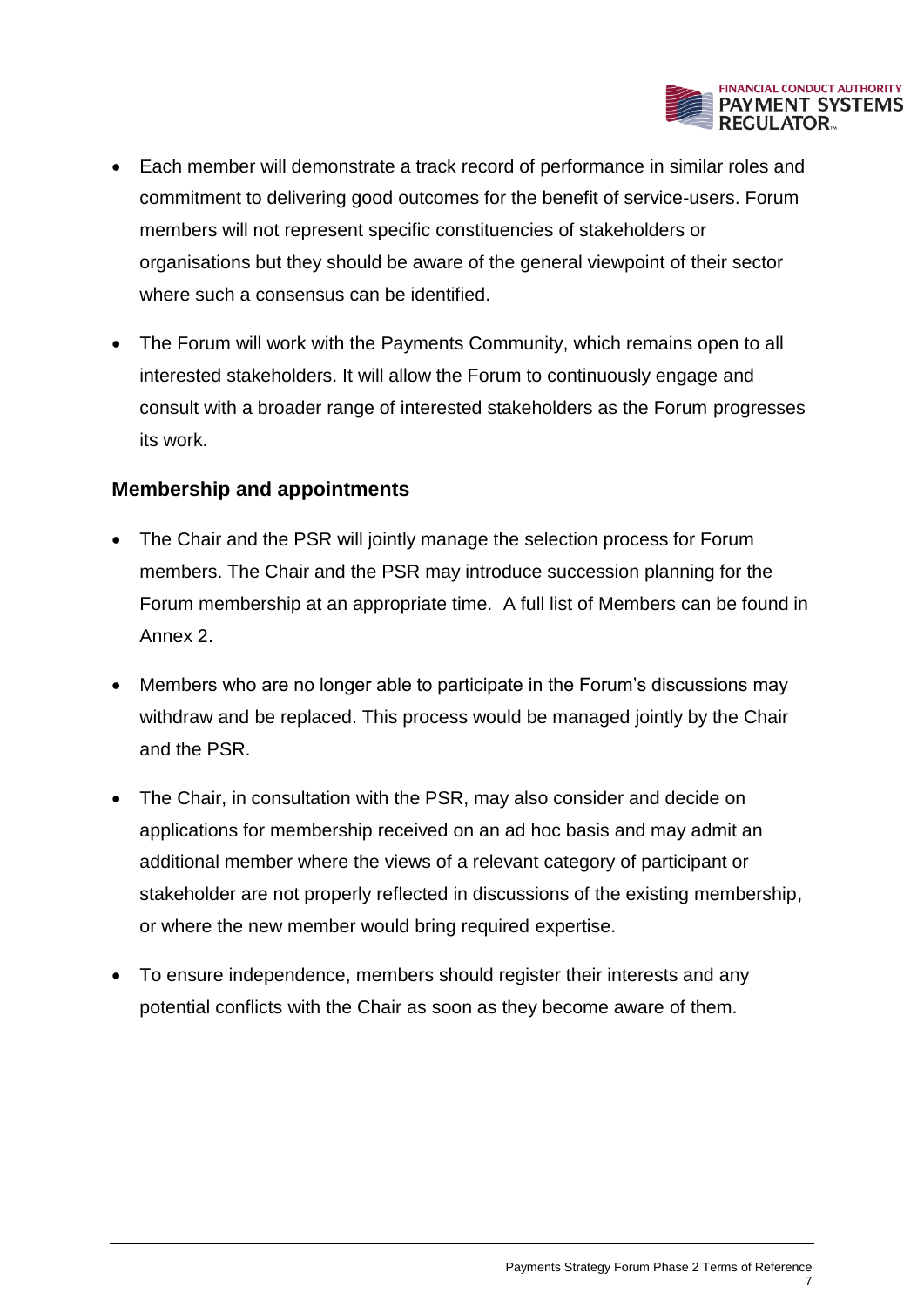- Each member will demonstrate a track record of performance in similar roles and commitment to delivering good outcomes for the benefit of service-users. Forum members will not represent specific constituencies of stakeholders or organisations but they should be aware of the general viewpoint of their sector where such a consensus can be identified.
- The Forum will work with the Payments Community, which remains open to all interested stakeholders. It will allow the Forum to continuously engage and consult with a broader range of interested stakeholders as the Forum progresses its work.

## Membership and appointments

- The Chair and the PSR will jointly manage the selection process for Forum members. The Chair and the PSR may introduce succession planning for the Forum membership at an appropriate time. A full list of Members can be found in Annex 2.
- Members who are no longer able to participate in the Forum's discussions may withdraw and be replaced. This process would be managed jointly by the Chair and the PSR.
- The Chair, in consultation with the PSR, may also consider and decide on applications for membership received on an ad hoc basis and may admit an additional member where the views of a relevant category of participant or stakeholder are not properly reflected in discussions of the existing membership, or where the new member would bring required expertise.
- To ensure independence, members should register their interests and any potential conflicts with the Chair as soon as they become aware of them.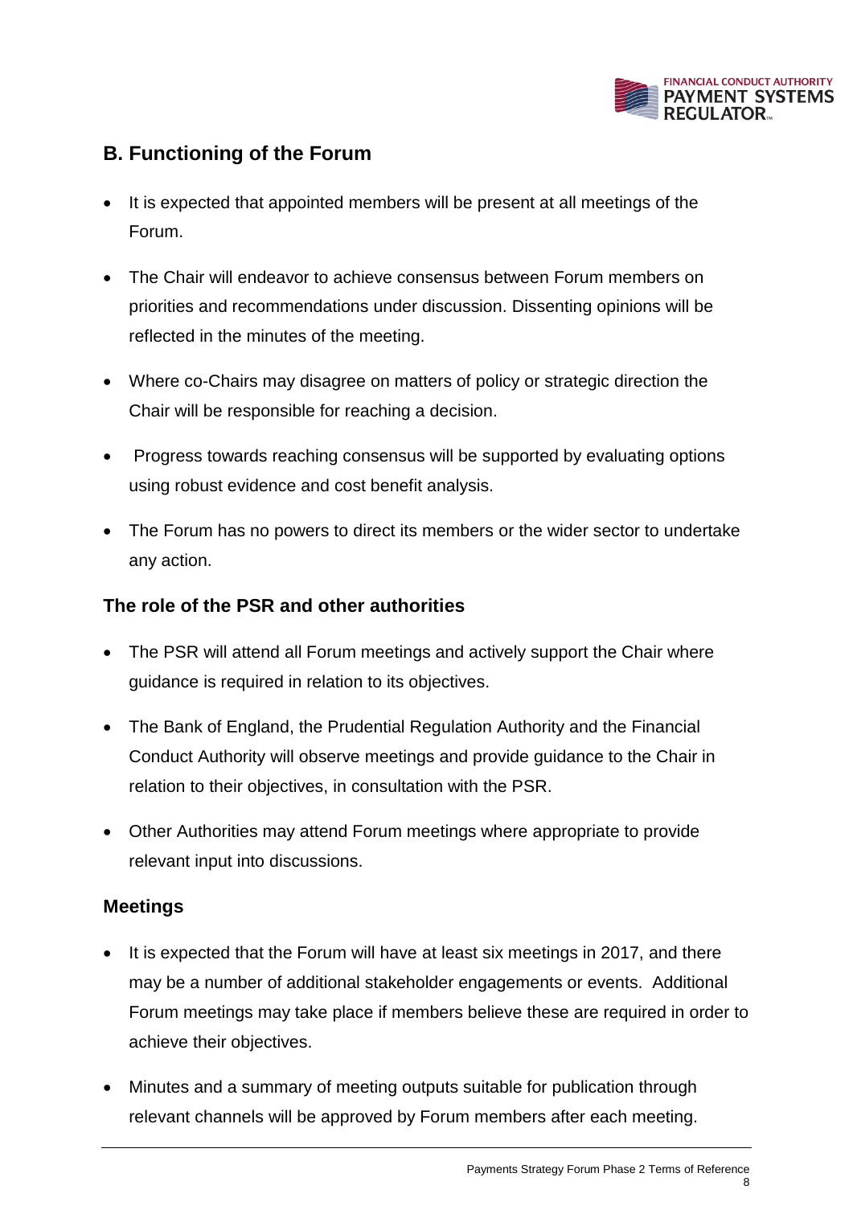## B. Functioning of the Forum

- It is expected that appointed members will be present at all meetings of the Forum.
- The Chair will endeavor to achieve consensus between Forum members on priorities and recommendations under discussion. Dissenting opinions will be reflected in the minutes of the meeting.
- Where co-Chairs may disagree on matters of policy or strategic direction the Chair will be responsible for reaching a decision.
- Progress towards reaching consensus will be supported by evaluating options using robust evidence and cost benefit analysis.
- The Forum has no powers to direct its members or the wider sector to undertake any action.

### The role of the PSR and other authorities

- The PSR will attend all Forum meetings and actively support the Chair where guidance is required in relation to its objectives.
- The Bank of England, the Prudential Regulation Authority and the Financial Conduct Authority will observe meetings and provide guidance to the Chair in relation to their objectives, in consultation with the PSR.
- Other Authorities may attend Forum meetings where appropriate to provide relevant input into discussions.

### Meetings

- It is expected that the Forum will have at least six meetings in 2017, and there may be a number of additional stakeholder engagements or events. Additional Forum meetings may take place if members believe these are required in order to achieve their objectives.
- Minutes and a summary of meeting outputs suitable for publication through relevant channels will be approved by Forum members after each meeting.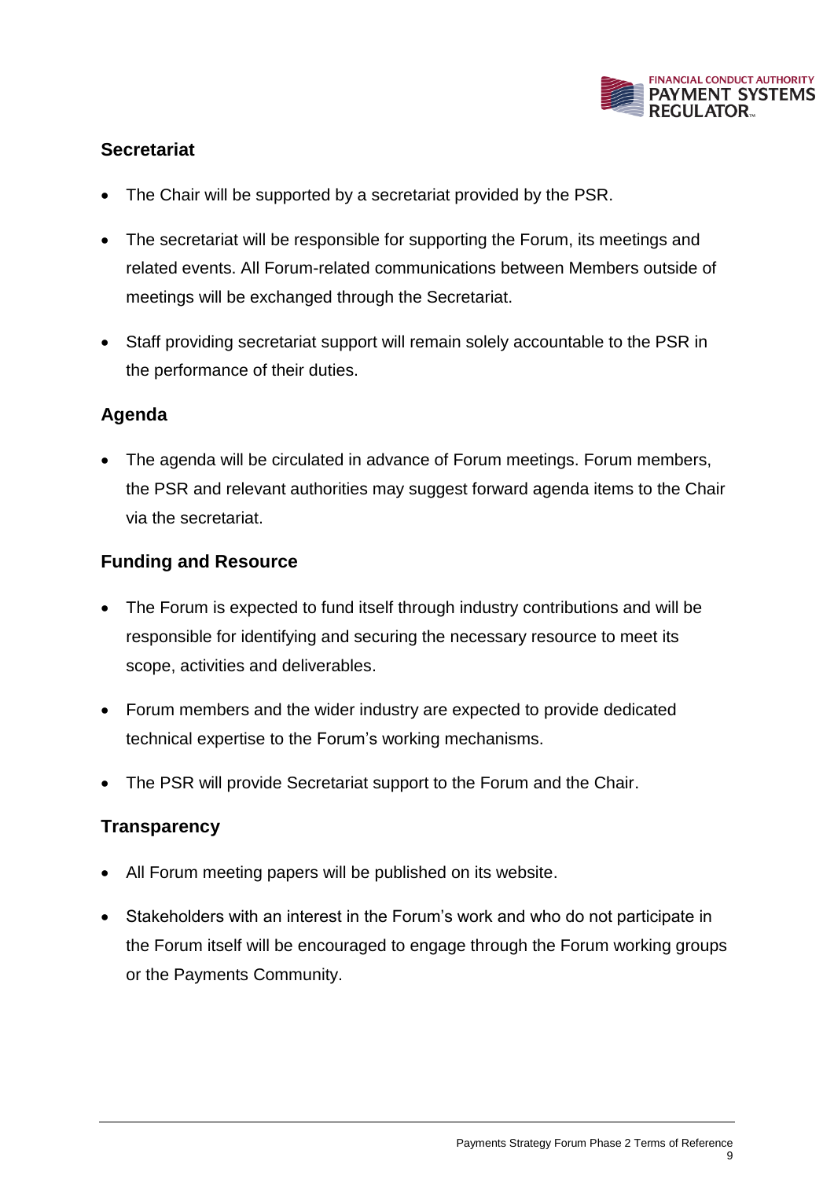## Secretariat

- The Chair will be supported by a secretariat provided by the PSR.
- The secretariat will be responsible for supporting the Forum, its meetings and related events. All Forum-related communications between Members outside of meetings will be exchanged through the Secretariat.
- Staff providing secretariat support will remain solely accountable to the PSR in the performance of their duties.

## Agenda

- The agenda will be circulated in advance of Forum meetings. Forum members, the PSR and relevant authorities may suggest forward agenda items to the Chair via the secretariat.

## Funding and Resource

- The Forum is expected to fund itself through industry contributions and will be responsible for identifying and securing the necessary resource to meet its scope, activities and deliverables.
- Forum members and the wider industry are expected to provide dedicated technical expertise to the Forum's working mechanisms.
- The PSR will provide Secretariat support to the Forum and the Chair.

## Transparency

- All Forum meeting papers will be published on its website.
- Stakeholders with an interest in the Forum's work and who do not participate in the Forum itself will be encouraged to engage through the Forum working groups or the Payments Community.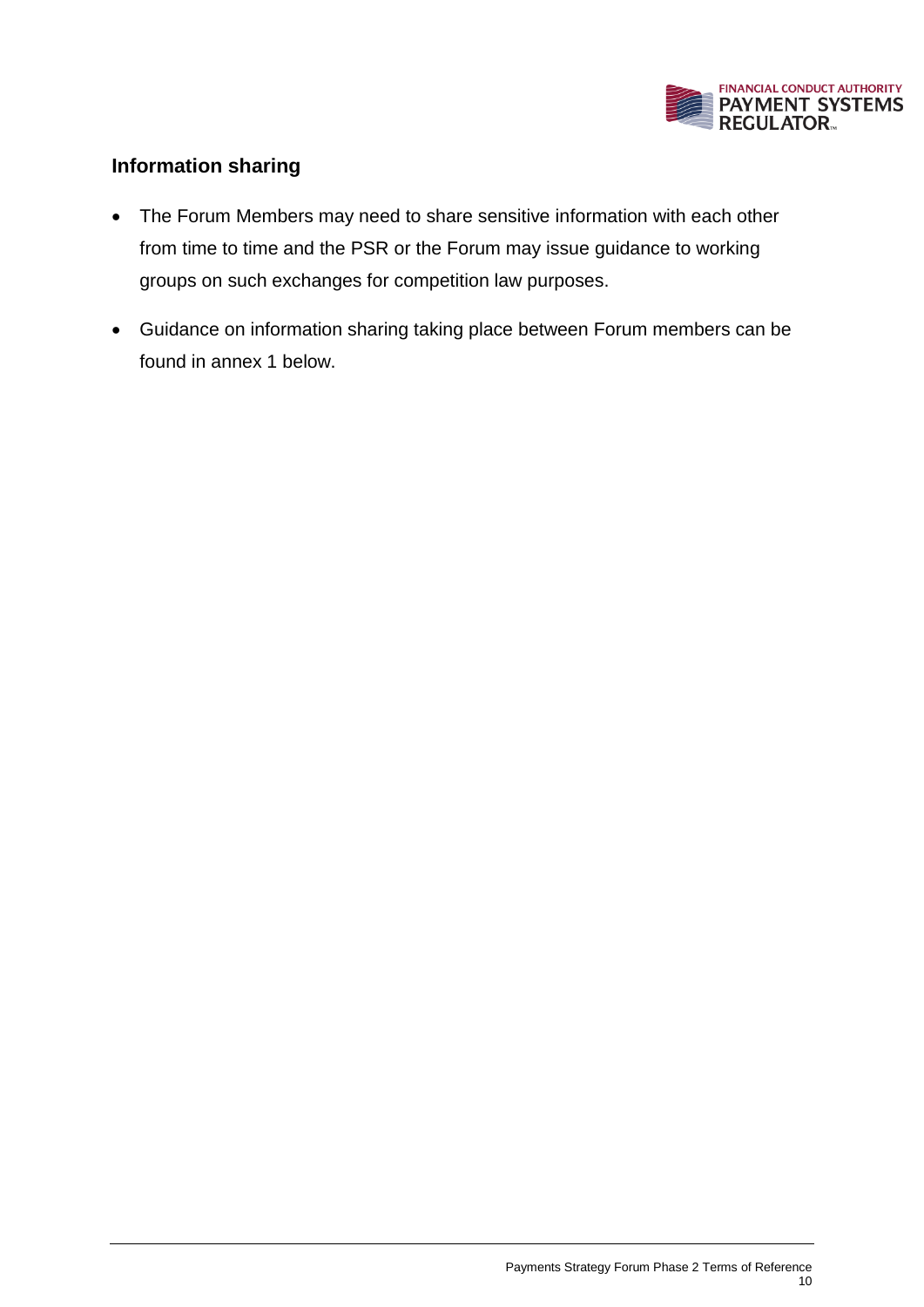## Information sharing

- The Forum Members may need to share sensitive information with each other from time to time and the PSR or the Forum may issue guidance to working groups on such exchanges for competition law purposes.
- Guidance on information sharing taking place between Forum members can be found in annex 1 below.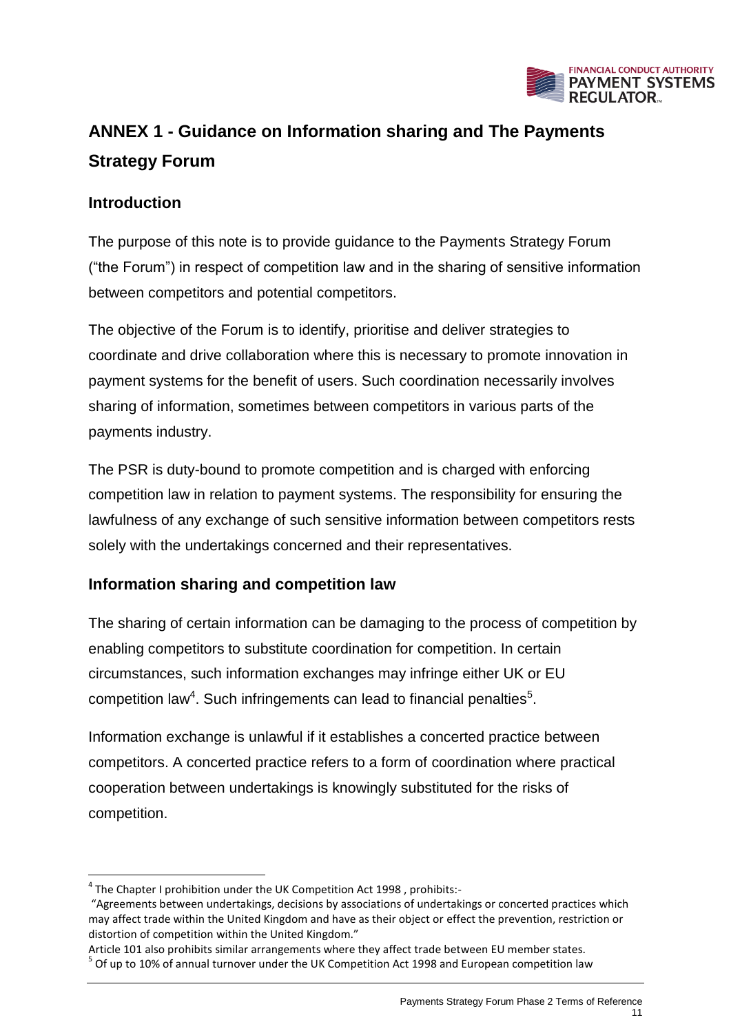## ANNEX 1 - Guidance on Information sharing and The Payments Strategy Forum

### Introduction

The purpose of this note is to provide guidance to the Payments Strategy Forum ("the Forum") in respect of competition law and in the sharing of sensitive information between competitors and potential competitors.

The objective of the Forum is to identify, prioritise and deliver strategies to coordinate and drive collaboration where this is necessary to promote innovation in payment systems for the benefit of users. Such coordination necessarily involves sharing of information, sometimes between competitors in various parts of the payments industry.

The PSR is duty-bound to promote competition and is charged with enforcing competition law in relation to payment systems. The responsibility for ensuring the lawfulness of any exchange of such sensitive information between competitors rests solely with the undertakings concerned and their representatives.

### Information sharing and competition law

The sharing of certain information can be damaging to the process of competition by enabling competitors to substitute coordination for competition. In certain circumstances, such information exchanges may infringe either UK or EU competition law[4]. Such infringements can lead to financial penalties[5].

Information exchange is unlawful if it establishes a concerted practice between competitors. A concerted practice refers to a form of coordination where practical cooperation between undertakings is knowingly substituted for the risks of competition.

---

[4] The Chapter I prohibition under the UK Competition Act 1998 , prohibits:-

"Agreements between undertakings, decisions by associations of undertakings or concerted practices which may affect trade within the United Kingdom and have as their object or effect the prevention, restriction or distortion of competition within the United Kingdom."

Article 101 also prohibits similar arrangements where they affect trade between EU member states.

[5] Of up to 10% of annual turnover under the UK Competition Act 1998 and European competition law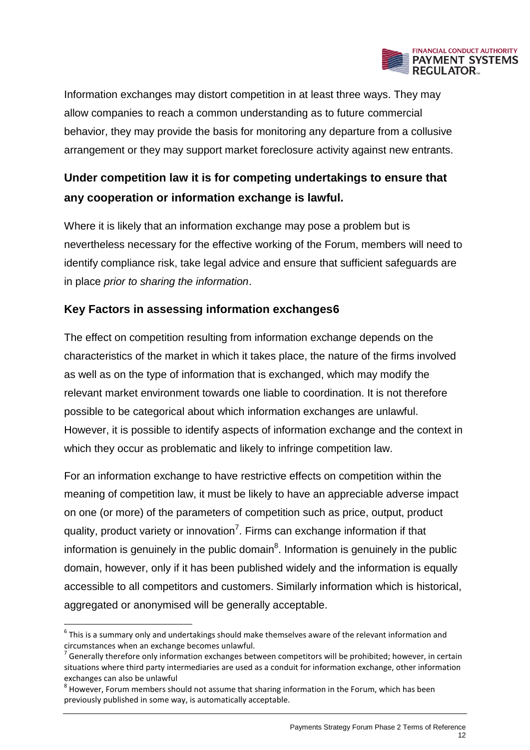Information exchanges may distort competition in at least three ways. They may allow companies to reach a common understanding as to future commercial behavior, they may provide the basis for monitoring any departure from a collusive arrangement or they may support market foreclosure activity against new entrants.

**Under competition law it is for competing undertakings to ensure that any cooperation or information exchange is lawful.**

Where it is likely that an information exchange may pose a problem but is nevertheless necessary for the effective working of the Forum, members will need to identify compliance risk, take legal advice and ensure that sufficient safeguards are in place *prior to sharing the information*.

### Key Factors in assessing information exchanges[6]

The effect on competition resulting from information exchange depends on the characteristics of the market in which it takes place, the nature of the firms involved as well as on the type of information that is exchanged, which may modify the relevant market environment towards one liable to coordination. It is not therefore possible to be categorical about which information exchanges are unlawful. However, it is possible to identify aspects of information exchange and the context in which they occur as problematic and likely to infringe competition law.

For an information exchange to have restrictive effects on competition within the meaning of competition law, it must be likely to have an appreciable adverse impact on one (or more) of the parameters of competition such as price, output, product quality, product variety or innovation[7]. Firms can exchange information if that information is genuinely in the public domain[8]. Information is genuinely in the public domain, however, only if it has been published widely and the information is equally accessible to all competitors and customers. Similarly information which is historical, aggregated or anonymised will be generally acceptable.

---

[6] This is a summary only and undertakings should make themselves aware of the relevant information and circumstances when an exchange becomes unlawful.

[7] Generally therefore only information exchanges between competitors will be prohibited; however, in certain situations where third party intermediaries are used as a conduit for information exchange, other information exchanges can also be unlawful

[8] However, Forum members should not assume that sharing information in the Forum, which has been previously published in some way, is automatically acceptable.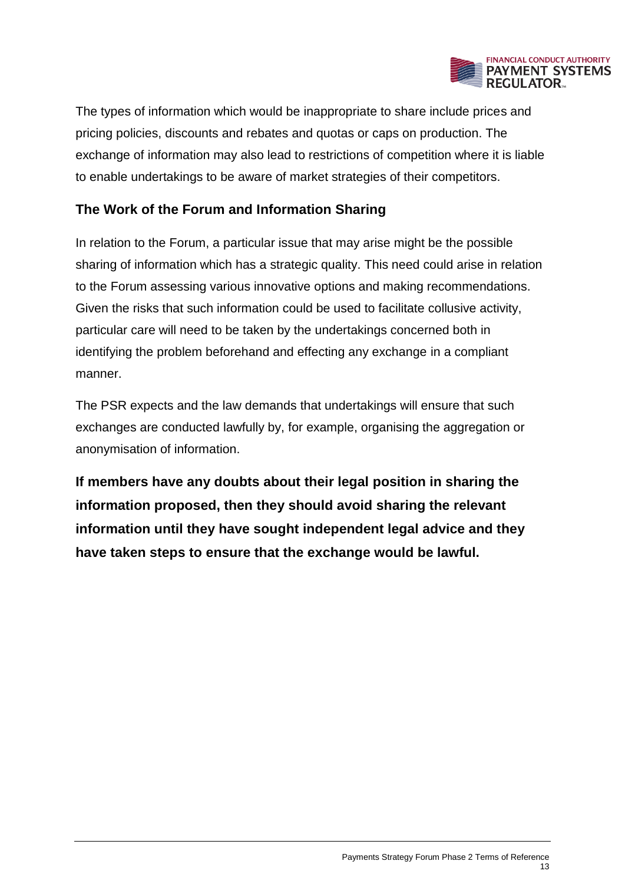The types of information which would be inappropriate to share include prices and pricing policies, discounts and rebates and quotas or caps on production. The exchange of information may also lead to restrictions of competition where it is liable to enable undertakings to be aware of market strategies of their competitors.

## The Work of the Forum and Information Sharing

In relation to the Forum, a particular issue that may arise might be the possible sharing of information which has a strategic quality. This need could arise in relation to the Forum assessing various innovative options and making recommendations. Given the risks that such information could be used to facilitate collusive activity, particular care will need to be taken by the undertakings concerned both in identifying the problem beforehand and effecting any exchange in a compliant manner.

The PSR expects and the law demands that undertakings will ensure that such exchanges are conducted lawfully by, for example, organising the aggregation or anonymisation of information.

**If members have any doubts about their legal position in sharing the information proposed, then they should avoid sharing the relevant information until they have sought independent legal advice and they have taken steps to ensure that the exchange would be lawful.**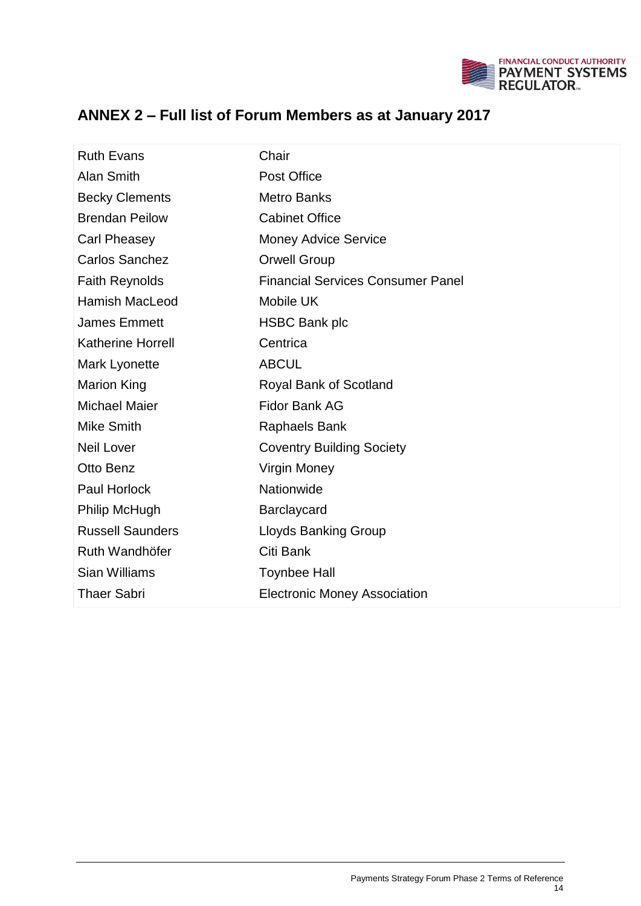## ANNEX 2 – Full list of Forum Members as at January 2017

| | |
|---|---|
| Ruth Evans | Chair |
| Alan Smith | Post Office |
| Becky Clements | Metro Banks |
| Brendan Peilow | Cabinet Office |
| Carl Pheasey | Money Advice Service |
| Carlos Sanchez | Orwell Group |
| Faith Reynolds | Financial Services Consumer Panel |
| Hamish MacLeod | Mobile UK |
| James Emmett | HSBC Bank plc |
| Katherine Horrell | Centrica |
| Mark Lyonette | ABCUL |
| Marion King | Royal Bank of Scotland |
| Michael Maier | Fidor Bank AG |
| Mike Smith | Raphaels Bank |
| Neil Lover | Coventry Building Society |
| Otto Benz | Virgin Money |
| Paul Horlock | Nationwide |
| Philip McHugh | Barclaycard |
| Russell Saunders | Lloyds Banking Group |
| Ruth Wandhöfer | Citi Bank |
| Sian Williams | Toynbee Hall |
| Thaer Sabri | Electronic Money Association |